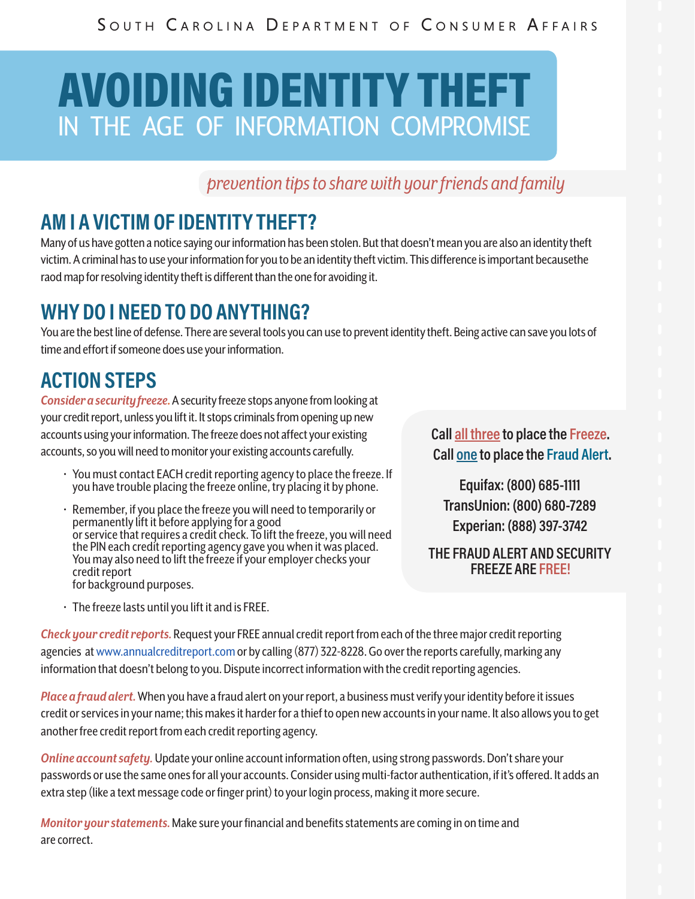South Carolina Department of Consumer Affairs

# AVOIDING IDENTITY THEFT
## IN THE AGE OF INFORMATION COMPROMISE

*prevention tips to share with your friends and family*

## AM I A VICTIM OF IDENTITY THEFT?

Many of us have gotten a notice saying our information has been stolen. But that doesn't mean you are also an identity theft victim. A criminal has to use your information for you to be an identity theft victim. This difference is important becausethe raod map for resolving identity theft is different than the one for avoiding it.

## WHY DO I NEED TO DO ANYTHING?

You are the best line of defense. There are several tools you can use to prevent identity theft. Being active can save you lots of time and effort if someone does use your information.

## ACTION STEPS

***Consider a security freeze.*** A security freeze stops anyone from looking at your credit report, unless you lift it. It stops criminals from opening up new accounts using your information. The freeze does not affect your existing accounts, so you will need to monitor your existing accounts carefully.

- You must contact EACH credit reporting agency to place the freeze. If you have trouble placing the freeze online, try placing it by phone.
- Remember, if you place the freeze you will need to temporarily or permanently lift it before applying for a good or service that requires a credit check. To lift the freeze, you will need the PIN each credit reporting agency gave you when it was placed. You may also need to lift the freeze if your employer checks your credit report for background purposes.
- The freeze lasts until you lift it and is FREE.

**Call all three to place the Freeze.**
**Call one to place the Fraud Alert.**

**Equifax: (800) 685-1111**
**TransUnion: (800) 680-7289**
**Experian: (888) 397-3742**

**THE FRAUD ALERT AND SECURITY FREEZE ARE FREE!**

***Check your credit reports.*** Request your FREE annual credit report from each of the three major credit reporting agencies at www.annualcreditreport.com or by calling (877) 322-8228. Go over the reports carefully, marking any information that doesn't belong to you. Dispute incorrect information with the credit reporting agencies.

***Place a fraud alert.*** When you have a fraud alert on your report, a business must verify your identity before it issues credit or services in your name; this makes it harder for a thief to open new accounts in your name. It also allows you to get another free credit report from each credit reporting agency.

***Online account safety.*** Update your online account information often, using strong passwords. Don't share your passwords or use the same ones for all your accounts. Consider using multi-factor authentication, if it's offered. It adds an extra step (like a text message code or finger print) to your login process, making it more secure.

***Monitor your statements.*** Make sure your financial and benefits statements are coming in on time and are correct.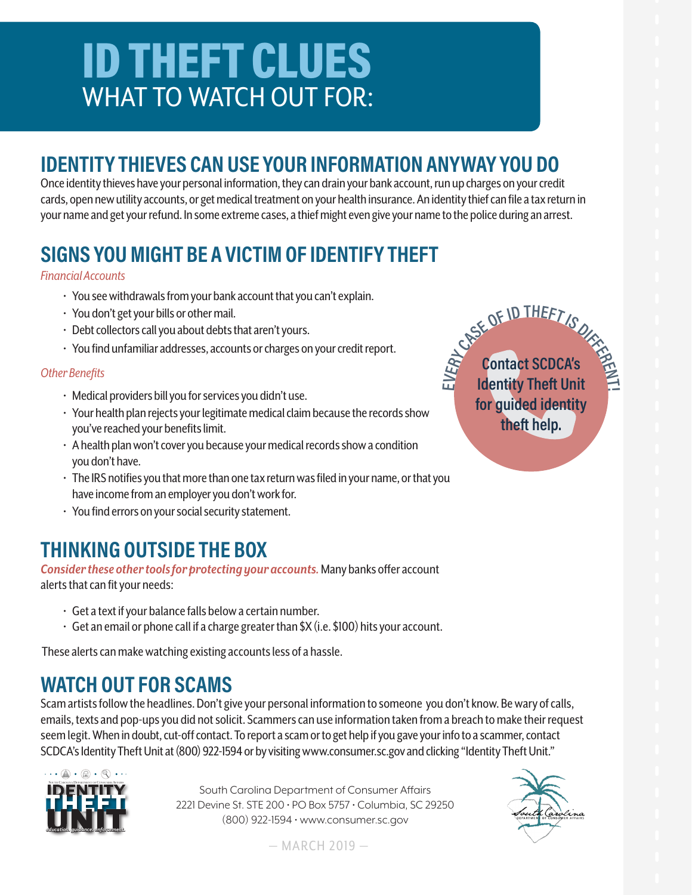# ID THEFT CLUES

WHAT TO WATCH OUT FOR:

## IDENTITY THIEVES CAN USE YOUR INFORMATION ANYWAY YOU DO

Once identity thieves have your personal information, they can drain your bank account, run up charges on your credit cards, open new utility accounts, or get medical treatment on your health insurance. An identity thief can file a tax return in your name and get your refund. In some extreme cases, a thief might even give your name to the police during an arrest.

## SIGNS YOU MIGHT BE A VICTIM OF IDENTIFY THEFT

*Financial Accounts*

- You see withdrawals from your bank account that you can't explain.
- You don't get your bills or other mail.
- Debt collectors call you about debts that aren't yours.
- You find unfamiliar addresses, accounts or charges on your credit report.

*Other Benefits*

- Medical providers bill you for services you didn't use.
- Your health plan rejects your legitimate medical claim because the records show you've reached your benefits limit.
- A health plan won't cover you because your medical records show a condition you don't have.
- The IRS notifies you that more than one tax return was filed in your name, or that you have income from an employer you don't work for.
- You find errors on your social security statement.

EVERY CASE OF ID THEFT IS DIFFERENT!

**Contact SCDCA's Identity Theft Unit for guided identity theft help.**

## THINKING OUTSIDE THE BOX

***Consider these other tools for protecting your accounts.*** Many banks offer account alerts that can fit your needs:

- Get a text if your balance falls below a certain number.
- Get an email or phone call if a charge greater than $X (i.e. $100) hits your account.

These alerts can make watching existing accounts less of a hassle.

## WATCH OUT FOR SCAMS

Scam artists follow the headlines. Don't give your personal information to someone you don't know. Be wary of calls, emails, texts and pop-ups you did not solicit. Scammers can use information taken from a breach to make their request seem legit. When in doubt, cut-off contact. To report a scam or to get help if you gave your info to a scammer, contact SCDCA's Identity Theft Unit at (800) 922-1594 or by visiting www.consumer.sc.gov and clicking "Identity Theft Unit."

South Carolina Department of Consumer Affairs
2221 Devine St. STE 200 • PO Box 5757 • Columbia, SC 29250
(800) 922-1594 • www.consumer.sc.gov

— MARCH 2019 —